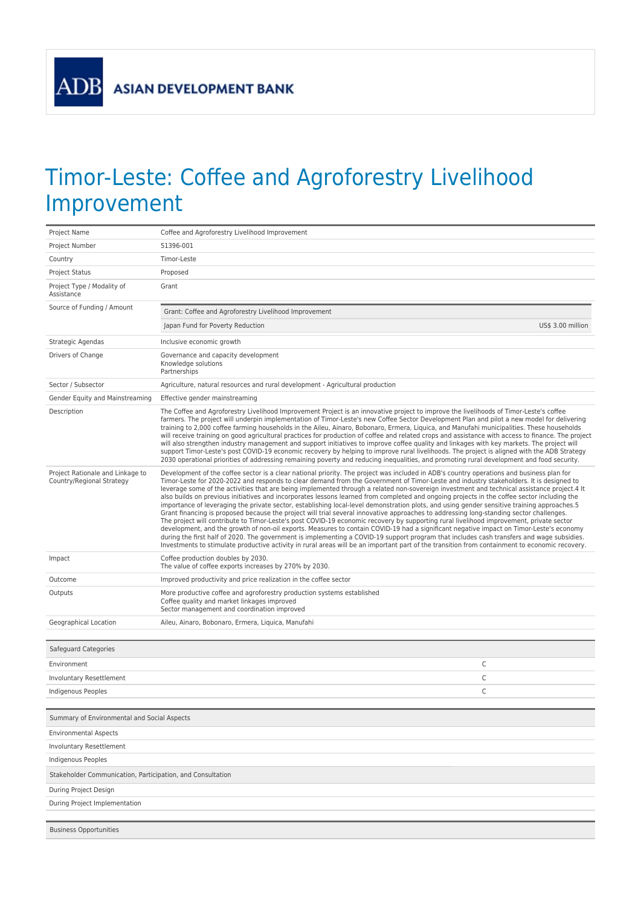ADB ASIAN DEVELOPMENT BANK

# Timor-Leste: Coffee and Agroforestry Livelihood Improvement

| | |
|---|---|
| Project Name | Coffee and Agroforestry Livelihood Improvement |
| Project Number | 51396-001 |
| Country | Timor-Leste |
| Project Status | Proposed |
| Project Type / Modality of Assistance | Grant |
| Source of Funding / Amount | Grant: Coffee and Agroforestry Livelihood Improvement<br>Japan Fund for Poverty Reduction — US$ 3.00 million |
| Strategic Agendas | Inclusive economic growth |
| Drivers of Change | Governance and capacity development<br>Knowledge solutions<br>Partnerships |
| Sector / Subsector | Agriculture, natural resources and rural development - Agricultural production |
| Gender Equity and Mainstreaming | Effective gender mainstreaming |
| Description | The Coffee and Agroforestry Livelihood Improvement Project is an innovative project to improve the livelihoods of Timor-Leste's coffee farmers. The project will underpin implementation of Timor-Leste's new Coffee Sector Development Plan and pilot a new model for delivering training to 2,000 coffee farming households in the Aileu, Ainaro, Bobonaro, Ermera, Liquica, and Manufahi municipalities. These households will receive training on good agricultural practices for production of coffee and related crops and assistance with access to finance. The project will also strengthen industry management and support initiatives to improve coffee quality and linkages with key markets. The project will support Timor-Leste's post COVID-19 economic recovery by helping to improve rural livelihoods. The project is aligned with the ADB Strategy 2030 operational priorities of addressing remaining poverty and reducing inequalities, and promoting rural development and food security. |
| Project Rationale and Linkage to Country/Regional Strategy | Development of the coffee sector is a clear national priority. The project was included in ADB's country operations and business plan for Timor-Leste for 2020-2022 and responds to clear demand from the Government of Timor-Leste and industry stakeholders. It is designed to leverage some of the activities that are being implemented through a related non-sovereign investment and technical assistance project.4 It also builds on previous initiatives and incorporates lessons learned from completed and ongoing projects in the coffee sector including the importance of leveraging the private sector, establishing local-level demonstration plots, and using gender sensitive training approaches.5 Grant financing is proposed because the project will trial several innovative approaches to addressing long-standing sector challenges.<br>The project will contribute to Timor-Leste's post COVID-19 economic recovery by supporting rural livelihood improvement, private sector development, and the growth of non-oil exports. Measures to contain COVID-19 had a significant negative impact on Timor-Leste's economy during the first half of 2020. The government is implementing a COVID-19 support program that includes cash transfers and wage subsidies. Investments to stimulate productive activity in rural areas will be an important part of the transition from containment to economic recovery. |
| Impact | Coffee production doubles by 2030.<br>The value of coffee exports increases by 270% by 2030. |
| Outcome | Improved productivity and price realization in the coffee sector |
| Outputs | More productive coffee and agroforestry production systems established<br>Coffee quality and market linkages improved<br>Sector management and coordination improved |
| Geographical Location | Aileu, Ainaro, Bobonaro, Ermera, Liquica, Manufahi |

| Safeguard Categories | |
|---|---|
| Environment | C |
| Involuntary Resettlement | C |
| Indigenous Peoples | C |

| Summary of Environmental and Social Aspects |
|---|
| Environmental Aspects |
| Involuntary Resettlement |
| Indigenous Peoples |

| Stakeholder Communication, Participation, and Consultation |
|---|
| During Project Design |
| During Project Implementation |

| Business Opportunities |
|---|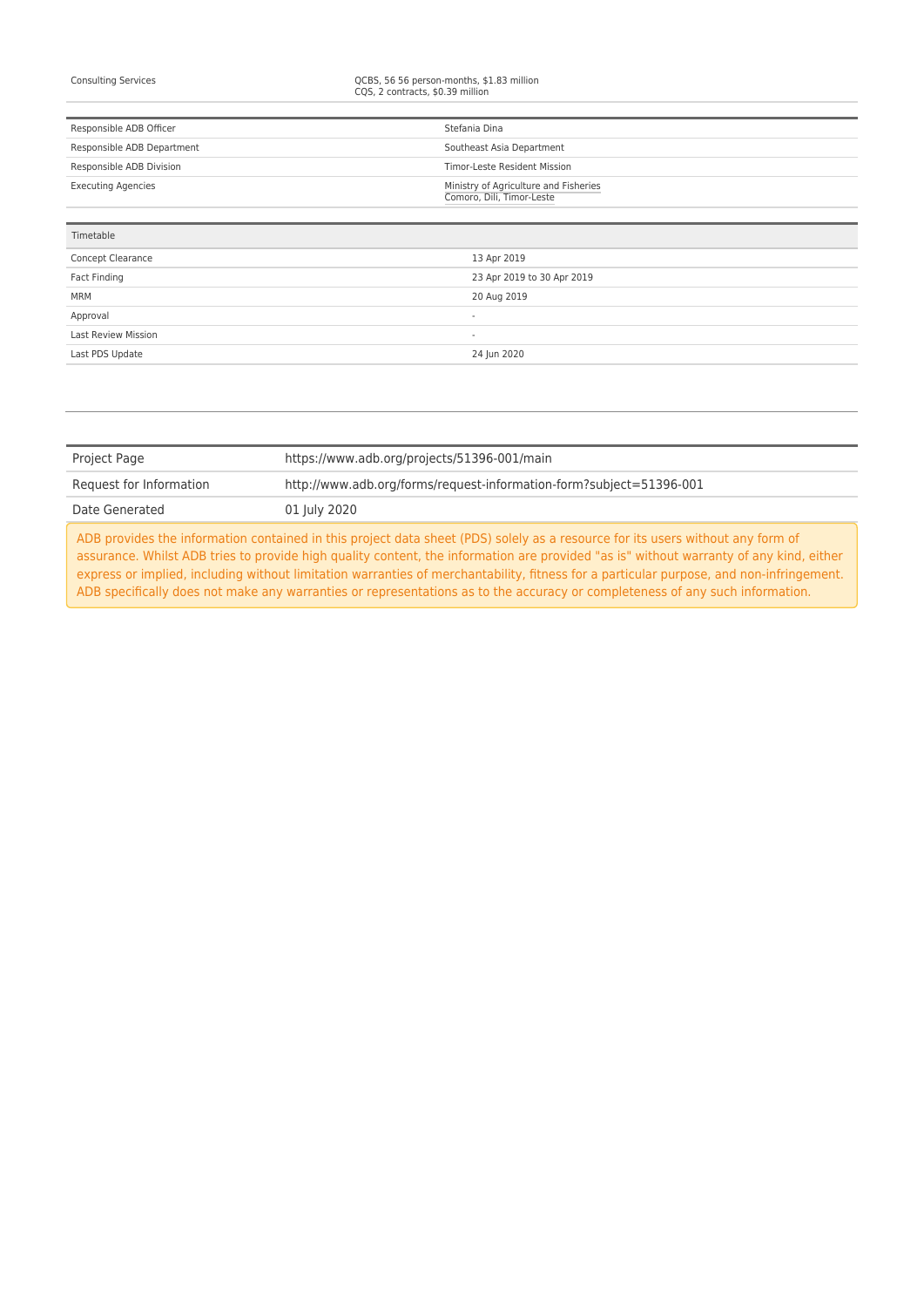| | |
|---|---|
| Consulting Services | QCBS, 56 56 person-months, $1.83 million<br>CQS, 2 contracts, $0.39 million |

| | |
|---|---|
| Responsible ADB Officer | Stefania Dina |
| Responsible ADB Department | Southeast Asia Department |
| Responsible ADB Division | Timor-Leste Resident Mission |
| Executing Agencies | Ministry of Agriculture and Fisheries<br>Comoro, Dili, Timor-Leste |

| Timetable | |
|---|---|
| Concept Clearance | 13 Apr 2019 |
| Fact Finding | 23 Apr 2019 to 30 Apr 2019 |
| MRM | 20 Aug 2019 |
| Approval | - |
| Last Review Mission | - |
| Last PDS Update | 24 Jun 2020 |

| | |
|---|---|
| Project Page | https://www.adb.org/projects/51396-001/main |
| Request for Information | http://www.adb.org/forms/request-information-form?subject=51396-001 |
| Date Generated | 01 July 2020 |

ADB provides the information contained in this project data sheet (PDS) solely as a resource for its users without any form of assurance. Whilst ADB tries to provide high quality content, the information are provided "as is" without warranty of any kind, either express or implied, including without limitation warranties of merchantability, fitness for a particular purpose, and non-infringement. ADB specifically does not make any warranties or representations as to the accuracy or completeness of any such information.